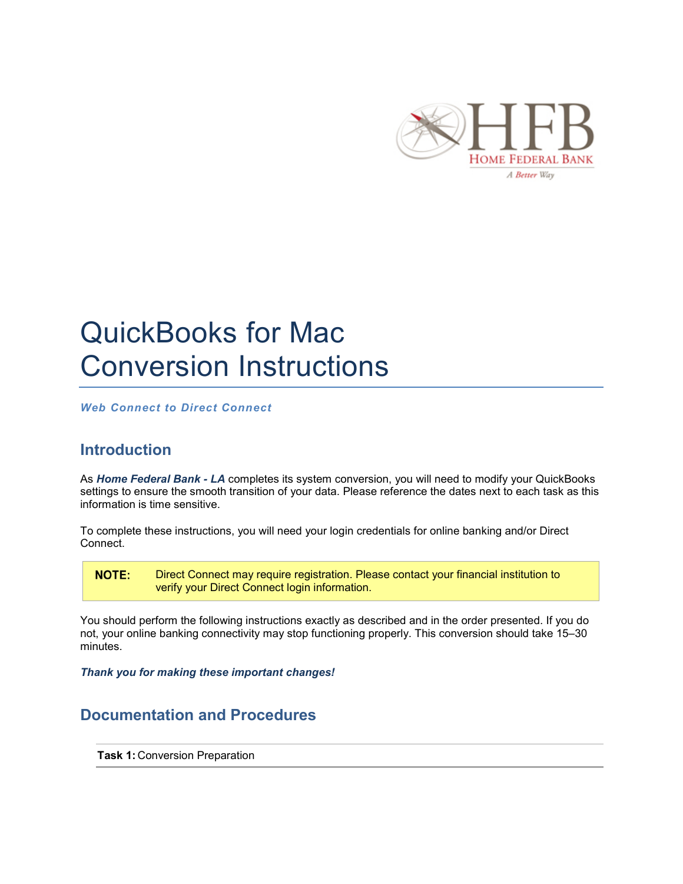# QuickBooks for Mac Conversion Instructions

***Web Connect to Direct Connect***

## Introduction

As ***Home Federal Bank - LA*** completes its system conversion, you will need to modify your QuickBooks settings to ensure the smooth transition of your data. Please reference the dates next to each task as this information is time sensitive.

To complete these instructions, you will need your login credentials for online banking and/or Direct Connect.

> **NOTE:** Direct Connect may require registration. Please contact your financial institution to verify your Direct Connect login information.

You should perform the following instructions exactly as described and in the order presented. If you do not, your online banking connectivity may stop functioning properly. This conversion should take 15–30 minutes.

***Thank you for making these important changes!***

## Documentation and Procedures

**Task 1:** Conversion Preparation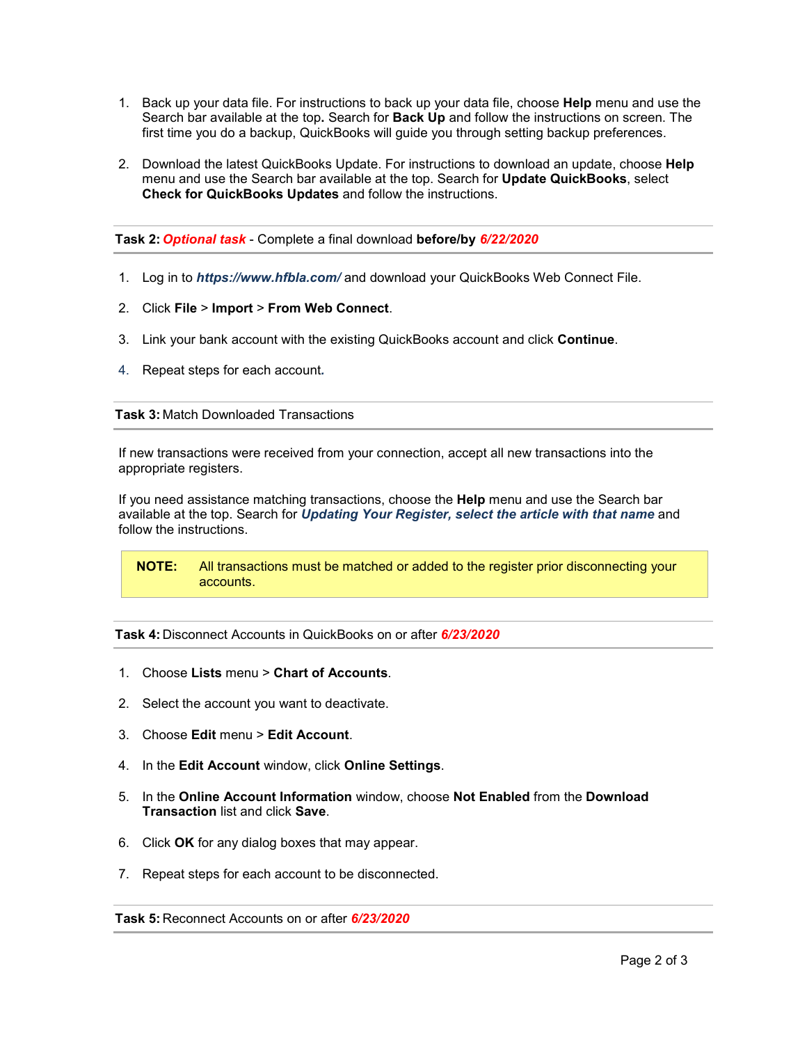1. Back up your data file. For instructions to back up your data file, choose **Help** menu and use the Search bar available at the top**.** Search for **Back Up** and follow the instructions on screen. The first time you do a backup, QuickBooks will guide you through setting backup preferences.

2. Download the latest QuickBooks Update. For instructions to download an update, choose **Help** menu and use the Search bar available at the top. Search for **Update QuickBooks**, select **Check for QuickBooks Updates** and follow the instructions.

---

**Task 2:** ***Optional task*** - Complete a final download **before/by** ***6/22/2020***

---

1. Log in to ***https://www.hfbla.com/*** and download your QuickBooks Web Connect File.

2. Click **File** > **Import** > **From Web Connect**.

3. Link your bank account with the existing QuickBooks account and click **Continue**.

4. Repeat steps for each account*.*

---

**Task 3:** Match Downloaded Transactions

---

If new transactions were received from your connection, accept all new transactions into the appropriate registers.

If you need assistance matching transactions, choose the **Help** menu and use the Search bar available at the top. Search for ***Updating Your Register, select the article with that name*** and follow the instructions.

> **NOTE:** All transactions must be matched or added to the register prior disconnecting your accounts.

---

**Task 4:** Disconnect Accounts in QuickBooks on or after ***6/23/2020***

---

1. Choose **Lists** menu > **Chart of Accounts**.

2. Select the account you want to deactivate.

3. Choose **Edit** menu > **Edit Account**.

4. In the **Edit Account** window, click **Online Settings**.

5. In the **Online Account Information** window, choose **Not Enabled** from the **Download Transaction** list and click **Save**.

6. Click **OK** for any dialog boxes that may appear.

7. Repeat steps for each account to be disconnected.

---

**Task 5:** Reconnect Accounts on or after ***6/23/2020***

---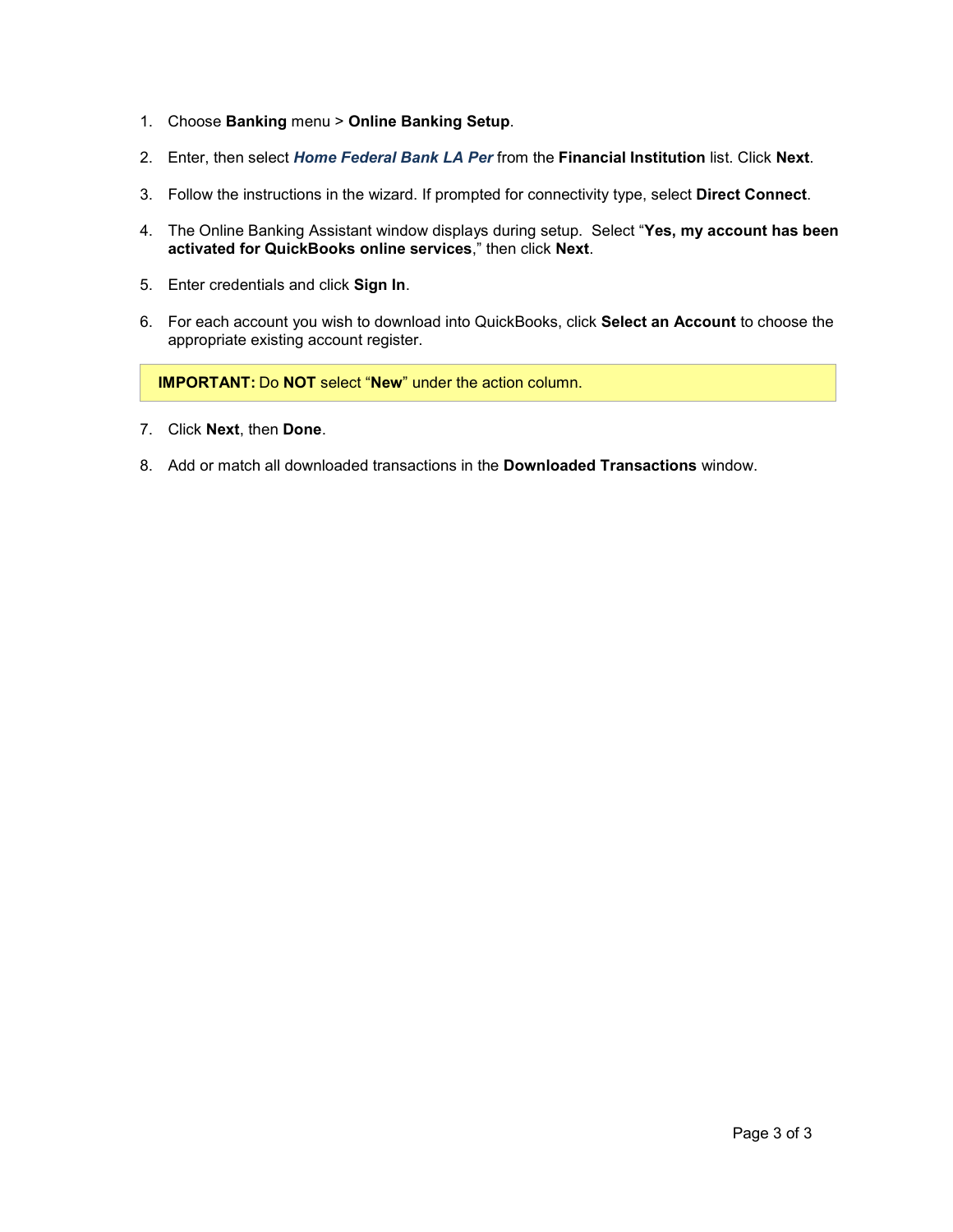1. Choose **Banking** menu > **Online Banking Setup**.

2. Enter, then select ***Home Federal Bank LA Per*** from the **Financial Institution** list. Click **Next**.

3. Follow the instructions in the wizard. If prompted for connectivity type, select **Direct Connect**.

4. The Online Banking Assistant window displays during setup. Select "**Yes, my account has been activated for QuickBooks online services**," then click **Next**.

5. Enter credentials and click **Sign In**.

6. For each account you wish to download into QuickBooks, click **Select an Account** to choose the appropriate existing account register.

   **IMPORTANT:** Do **NOT** select "**New**" under the action column.

7. Click **Next**, then **Done**.

8. Add or match all downloaded transactions in the **Downloaded Transactions** window.